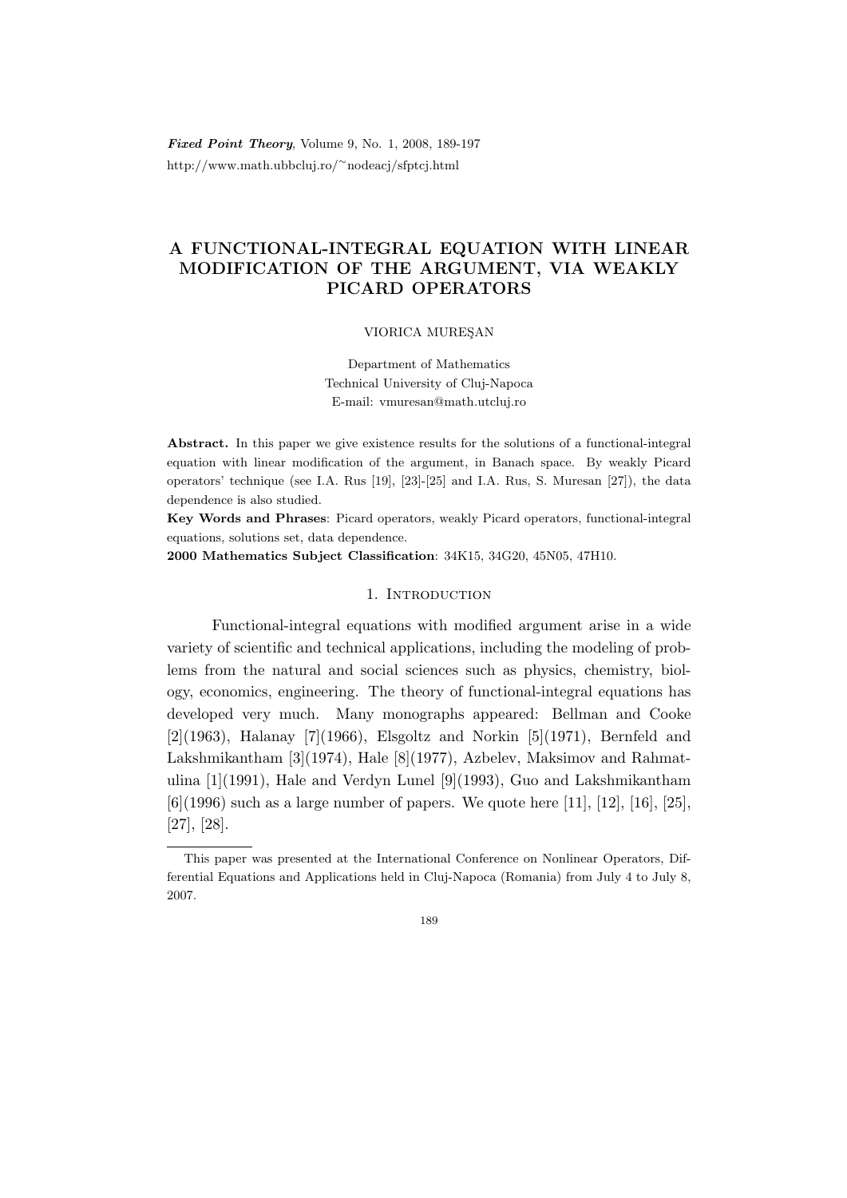# A FUNCTIONAL-INTEGRAL EQUATION WITH LINEAR MODIFICATION OF THE ARGUMENT, VIA WEAKLY PICARD OPERATORS

VIORICA MUREŞAN

Department of Mathematics
Technical University of Cluj-Napoca
E-mail: vmuresan@math.utcluj.ro

**Abstract.** In this paper we give existence results for the solutions of a functional-integral equation with linear modification of the argument, in Banach space. By weakly Picard operators' technique (see I.A. Rus [19], [23]-[25] and I.A. Rus, S. Muresan [27]), the data dependence is also studied.

**Key Words and Phrases**: Picard operators, weakly Picard operators, functional-integral equations, solutions set, data dependence.

**2000 Mathematics Subject Classification**: 34K15, 34G20, 45N05, 47H10.

## 1. Introduction

Functional-integral equations with modified argument arise in a wide variety of scientific and technical applications, including the modeling of problems from the natural and social sciences such as physics, chemistry, biology, economics, engineering. The theory of functional-integral equations has developed very much. Many monographs appeared: Bellman and Cooke [2](1963), Halanay [7](1966), Elsgoltz and Norkin [5](1971), Bernfeld and Lakshmikantham [3](1974), Hale [8](1977), Azbelev, Maksimov and Rahmatulina [1](1991), Hale and Verdyn Lunel [9](1993), Guo and Lakshmikantham [6](1996) such as a large number of papers. We quote here [11], [12], [16], [25], [27], [28].

---

This paper was presented at the International Conference on Nonlinear Operators, Differential Equations and Applications held in Cluj-Napoca (Romania) from July 4 to July 8, 2007.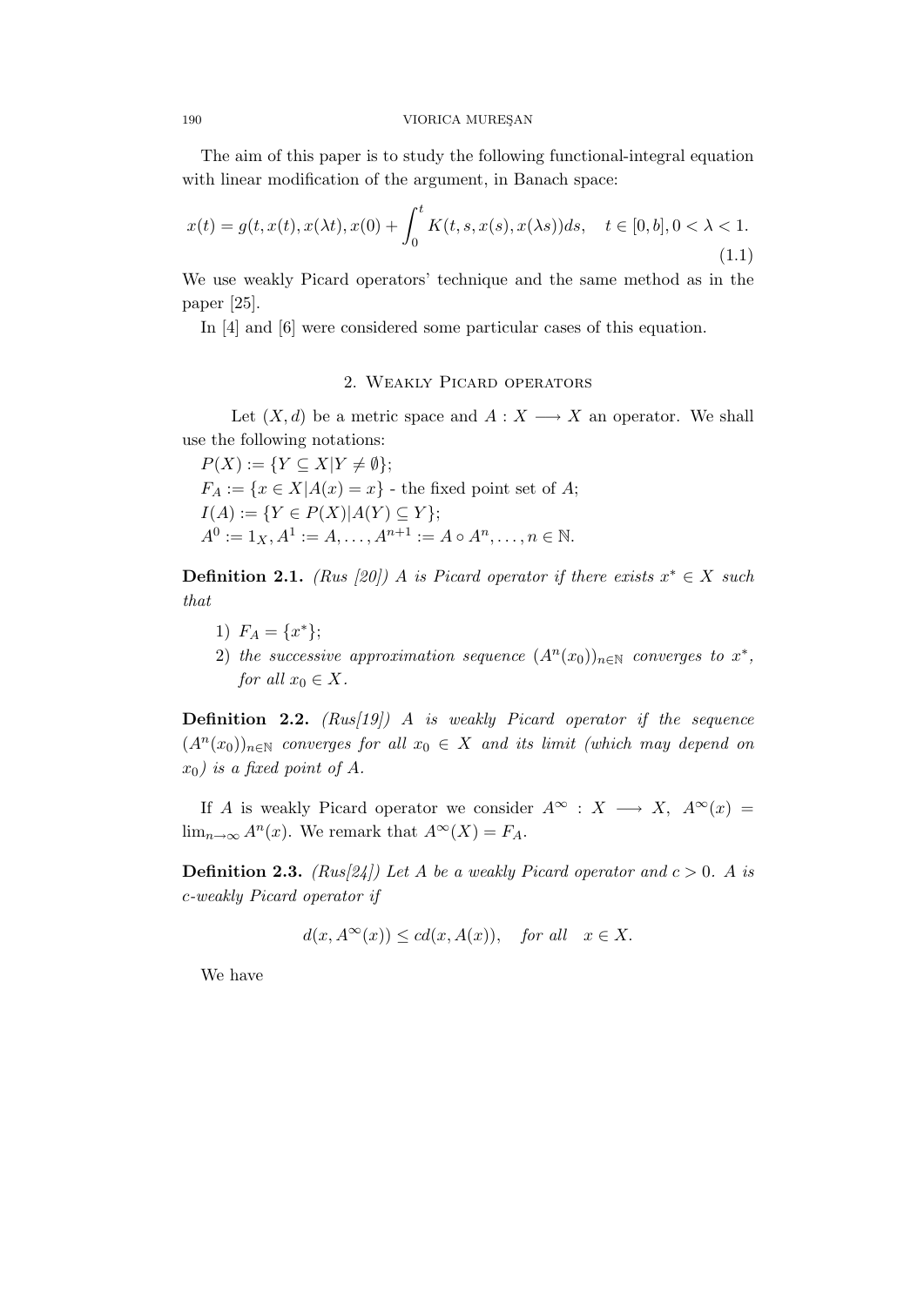The aim of this paper is to study the following functional-integral equation with linear modification of the argument, in Banach space:

$$x(t) = g(t, x(t), x(\lambda t), x(0) + \int_0^t K(t, s, x(s), x(\lambda s))ds, \quad t \in [0, b], 0 < \lambda < 1. \tag{1.1}$$

We use weakly Picard operators' technique and the same method as in the paper [25].

In [4] and [6] were considered some particular cases of this equation.

## 2. Weakly Picard operators

Let $(X, d)$ be a metric space and $A : X \longrightarrow X$ an operator. We shall use the following notations:

$P(X) := \{Y \subseteq X | Y \neq \emptyset\}$;

$F_A := \{x \in X | A(x) = x\}$ - the fixed point set of $A$;

$I(A) := \{Y \in P(X) | A(Y) \subseteq Y\}$;

$A^0 := 1_X, A^1 := A, \ldots, A^{n+1} := A \circ A^n, \ldots, n \in \mathbb{N}$.

**Definition 2.1.** *(Rus [20]) $A$ is Picard operator if there exists $x^* \in X$ such that*

1) *$F_A = \{x^*\}$;*
2) *the successive approximation sequence $(A^n(x_0))_{n \in \mathbb{N}}$ converges to $x^*$, for all $x_0 \in X$.*

**Definition 2.2.** *(Rus[19]) $A$ is weakly Picard operator if the sequence $(A^n(x_0))_{n \in \mathbb{N}}$ converges for all $x_0 \in X$ and its limit (which may depend on $x_0$) is a fixed point of $A$.*

If $A$ is weakly Picard operator we consider $A^\infty : X \longrightarrow X$, $A^\infty(x) = \lim_{n \to \infty} A^n(x)$. We remark that $A^\infty(X) = F_A$.

**Definition 2.3.** *(Rus[24]) Let $A$ be a weakly Picard operator and $c > 0$. $A$ is c-weakly Picard operator if*

$$d(x, A^\infty(x)) \leq c d(x, A(x)), \quad \textit{for all} \quad x \in X.$$

We have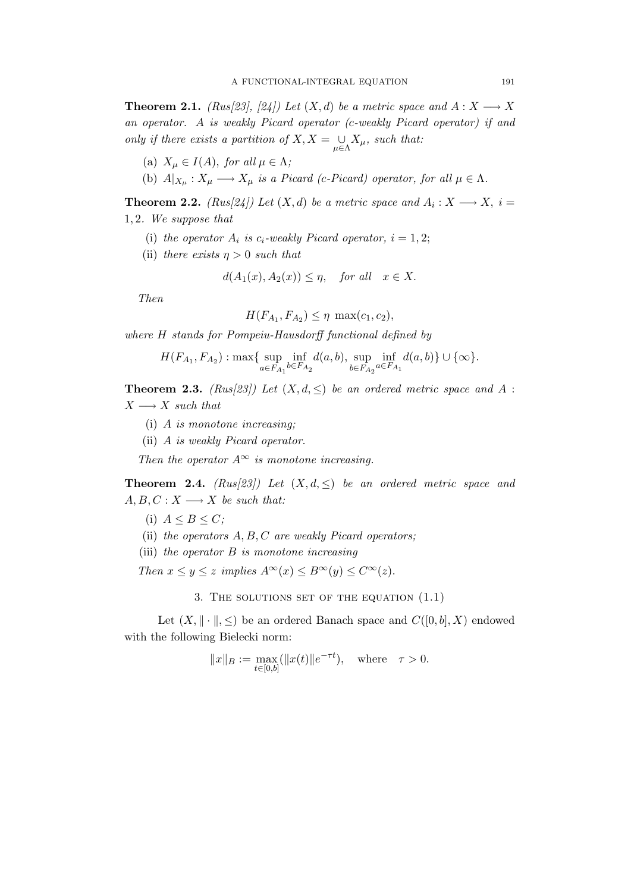**Theorem 2.1.** *(Rus[23], [24]) Let $(X, d)$ be a metric space and $A : X \longrightarrow X$ an operator. $A$ is weakly Picard operator (c-weakly Picard operator) if and only if there exists a partition of $X, X = \underset{\mu \in \Lambda}{\cup} X_\mu$, such that:*

(a) *$X_\mu \in I(A)$, for all $\mu \in \Lambda$;*

(b) *$A|_{X_\mu} : X_\mu \longrightarrow X_\mu$ is a Picard (c-Picard) operator, for all $\mu \in \Lambda$.*

**Theorem 2.2.** *(Rus[24]) Let $(X, d)$ be a metric space and $A_i : X \longrightarrow X$, $i = 1, 2$. We suppose that*

(i) *the operator $A_i$ is $c_i$-weakly Picard operator, $i = 1, 2$;*

(ii) *there exists $\eta > 0$ such that*

$$d(A_1(x), A_2(x)) \leq \eta, \quad \text{for all} \quad x \in X.$$

*Then*

$$H(F_{A_1}, F_{A_2}) \leq \eta \, \max(c_1, c_2),$$

*where $H$ stands for Pompeiu-Hausdorff functional defined by*

$$H(F_{A_1}, F_{A_2}) : \max\{ \sup_{a \in F_{A_1}} \inf_{b \in F_{A_2}} d(a, b), \sup_{b \in F_{A_2}} \inf_{a \in F_{A_1}} d(a, b)\} \cup \{\infty\}.$$

**Theorem 2.3.** *(Rus[23]) Let $(X, d, \leq)$ be an ordered metric space and $A : X \longrightarrow X$ such that*

(i) *$A$ is monotone increasing;*

(ii) *$A$ is weakly Picard operator.*

*Then the operator $A^\infty$ is monotone increasing.*

**Theorem 2.4.** *(Rus[23]) Let $(X, d, \leq)$ be an ordered metric space and $A, B, C : X \longrightarrow X$ be such that:*

(i) *$A \leq B \leq C$;*

(ii) *the operators $A, B, C$ are weakly Picard operators;*

(iii) *the operator $B$ is monotone increasing*

*Then $x \leq y \leq z$ implies $A^\infty(x) \leq B^\infty(y) \leq C^\infty(z)$.*

## 3. The solutions set of the equation (1.1)

Let $(X, \| \cdot \|, \leq)$ be an ordered Banach space and $C([0, b], X)$ endowed with the following Bielecki norm:

$$\|x\|_B := \max_{t \in [0,b]} (\|x(t)\| e^{-\tau t}), \quad \text{where} \quad \tau > 0.$$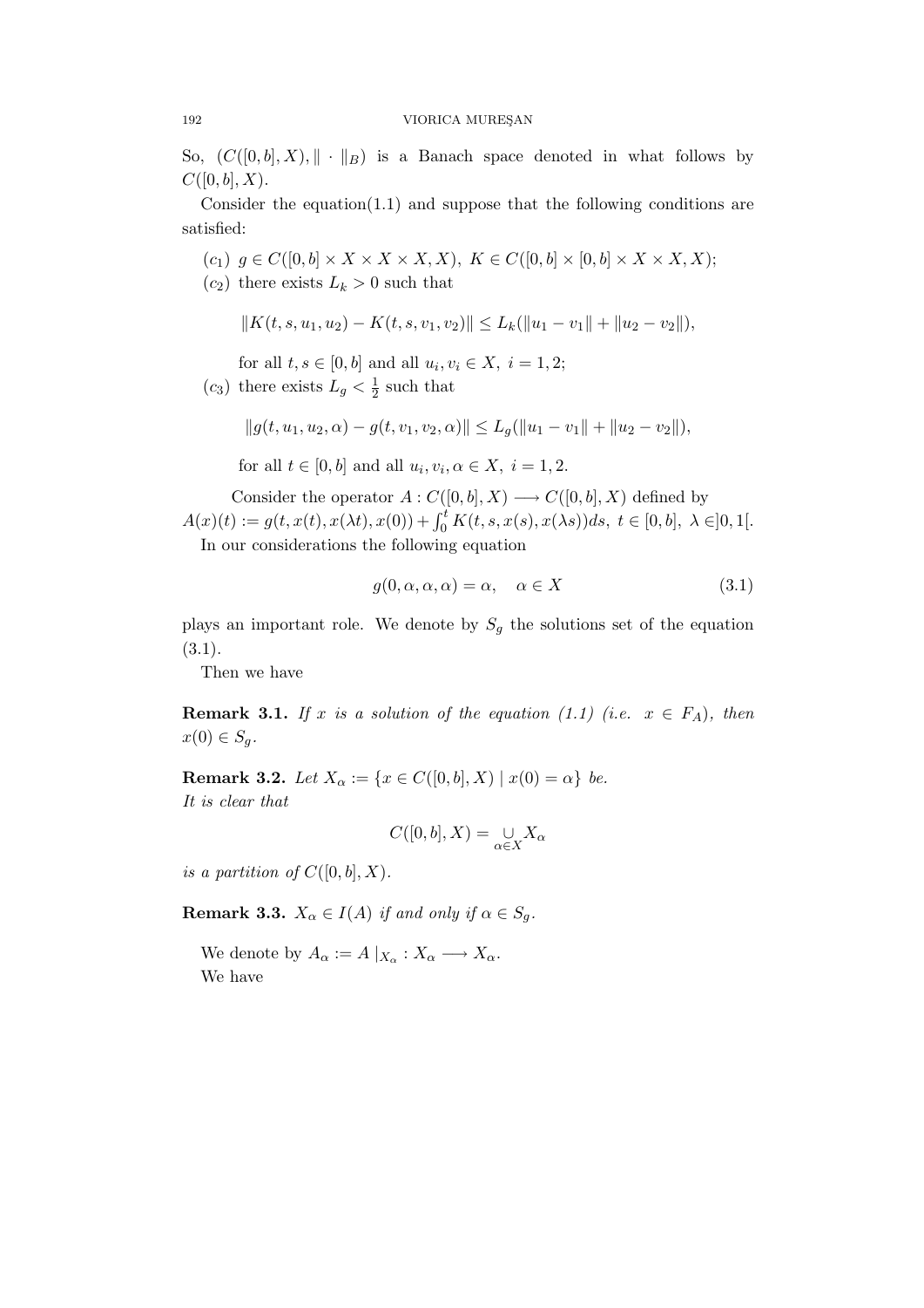So, $(C([0,b],X), \|\cdot\|_B)$ is a Banach space denoted in what follows by $C([0,b],X)$.

Consider the equation(1.1) and suppose that the following conditions are satisfied:

$(c_1)$ $g \in C([0,b] \times X \times X \times X, X)$, $K \in C([0,b] \times [0,b] \times X \times X, X)$;

$(c_2)$ there exists $L_k > 0$ such that

$$\|K(t,s,u_1,u_2) - K(t,s,v_1,v_2)\| \leq L_k(\|u_1 - v_1\| + \|u_2 - v_2\|),$$

for all $t,s \in [0,b]$ and all $u_i, v_i \in X$, $i = 1,2$;

$(c_3)$ there exists $L_g < \frac{1}{2}$ such that

$$\|g(t,u_1,u_2,\alpha) - g(t,v_1,v_2,\alpha)\| \leq L_g(\|u_1 - v_1\| + \|u_2 - v_2\|),$$

for all $t \in [0,b]$ and all $u_i, v_i, \alpha \in X$, $i = 1,2$.

Consider the operator $A : C([0,b],X) \longrightarrow C([0,b],X)$ defined by $A(x)(t) := g(t,x(t),x(\lambda t),x(0)) + \int_0^t K(t,s,x(s),x(\lambda s))ds$, $t \in [0,b]$, $\lambda \in ]0,1[$.

In our considerations the following equation

$$g(0,\alpha,\alpha,\alpha) = \alpha, \quad \alpha \in X \tag{3.1}$$

plays an important role. We denote by $S_g$ the solutions set of the equation (3.1).

Then we have

**Remark 3.1.** *If $x$ is a solution of the equation (1.1) (i.e. $x \in F_A$), then $x(0) \in S_g$.*

**Remark 3.2.** *Let $X_\alpha := \{x \in C([0,b],X) \mid x(0) = \alpha\}$ be.*
*It is clear that*

$$C([0,b],X) = \underset{\alpha \in X}{\cup} X_\alpha$$

*is a partition of $C([0,b],X)$.*

**Remark 3.3.** *$X_\alpha \in I(A)$ if and only if $\alpha \in S_g$.*

We denote by $A_\alpha := A\,|_{X_\alpha} : X_\alpha \longrightarrow X_\alpha$.

We have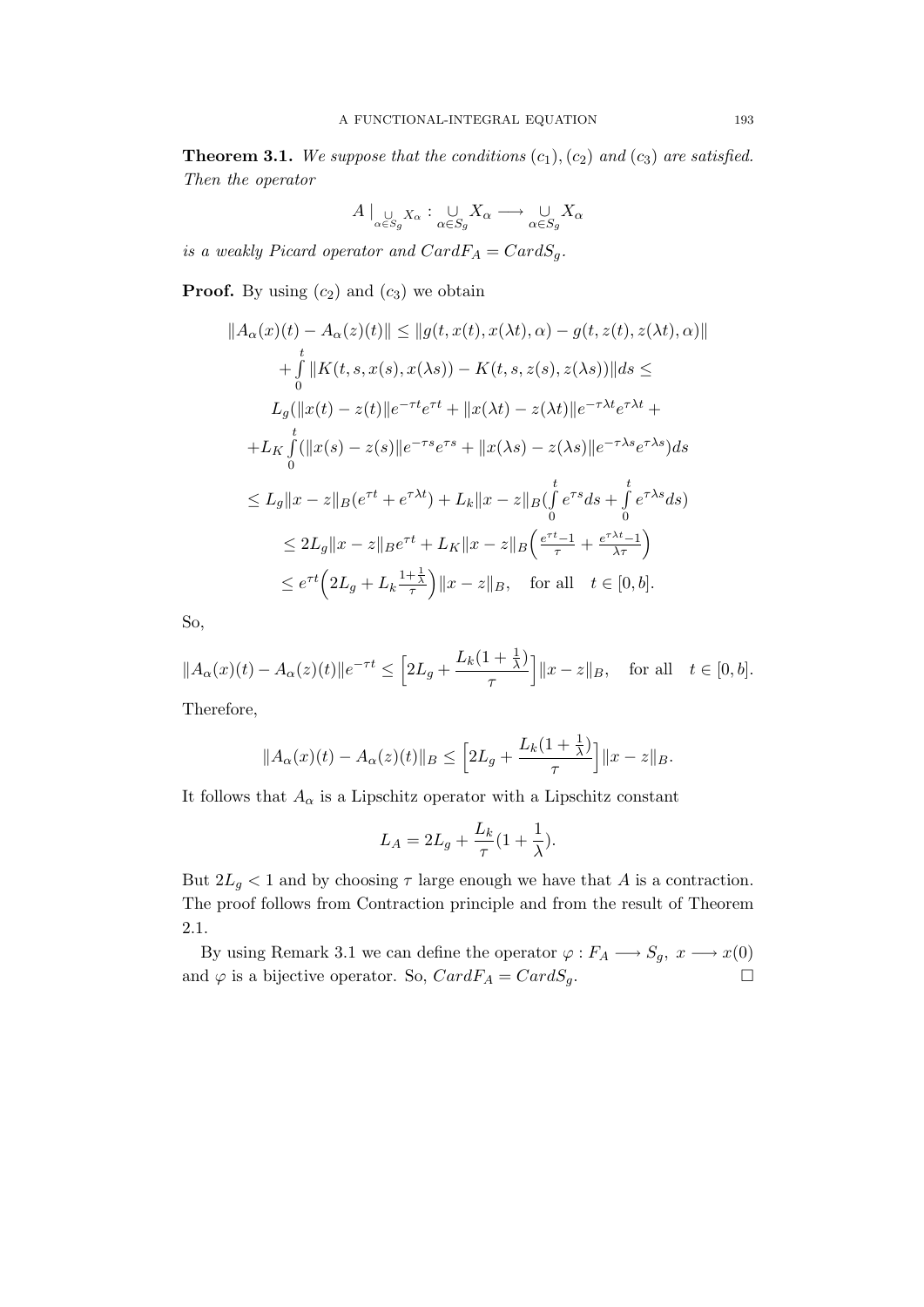**Theorem 3.1.** *We suppose that the conditions $(c_1), (c_2)$ and $(c_3)$ are satisfied. Then the operator*

$$A\mid_{\underset{\alpha\in S_g}{\cup} X_\alpha} : \underset{\alpha\in S_g}{\cup} X_\alpha \longrightarrow \underset{\alpha\in S_g}{\cup} X_\alpha$$

*is a weakly Picard operator and $CardF_A = CardS_g$.*

**Proof.** By using $(c_2)$ and $(c_3)$ we obtain

$$\begin{aligned}
\|A_\alpha(x)(t) - A_\alpha(z)(t)\| &\leq \|g(t, x(t), x(\lambda t), \alpha) - g(t, z(t), z(\lambda t), \alpha)\| \\
&+ \int_0^t \|K(t, s, x(s), x(\lambda s)) - K(t, s, z(s), z(\lambda s))\| ds \leq \\
&L_g(\|x(t) - z(t)\| e^{-\tau t} e^{\tau t} + \|x(\lambda t) - z(\lambda t)\| e^{-\tau\lambda t} e^{\tau\lambda t} + \\
&+ L_K \int_0^t (\|x(s) - z(s)\| e^{-\tau s} e^{\tau s} + \|x(\lambda s) - z(\lambda s)\| e^{-\tau\lambda s} e^{\tau\lambda s}) ds \\
&\leq L_g \|x - z\|_B (e^{\tau t} + e^{\tau\lambda t}) + L_k \|x - z\|_B \Big(\int_0^t e^{\tau s} ds + \int_0^t e^{\tau\lambda s} ds\Big) \\
&\leq 2L_g \|x - z\|_B e^{\tau t} + L_K \|x - z\|_B \Big(\tfrac{e^{\tau t} - 1}{\tau} + \tfrac{e^{\tau\lambda t} - 1}{\lambda\tau}\Big) \\
&\leq e^{\tau t} \Big(2L_g + L_k \tfrac{1 + \frac{1}{\lambda}}{\tau}\Big) \|x - z\|_B, \quad \text{for all} \quad t \in [0, b].
\end{aligned}$$

So,

$$\|A_\alpha(x)(t) - A_\alpha(z)(t)\| e^{-\tau t} \leq \Big[2L_g + \frac{L_k(1 + \frac{1}{\lambda})}{\tau}\Big] \|x - z\|_B, \quad \text{for all} \quad t \in [0, b].$$

Therefore,

$$\|A_\alpha(x)(t) - A_\alpha(z)(t)\|_B \leq \Big[2L_g + \frac{L_k(1 + \frac{1}{\lambda})}{\tau}\Big] \|x - z\|_B.$$

It follows that $A_\alpha$ is a Lipschitz operator with a Lipschitz constant

$$L_A = 2L_g + \frac{L_k}{\tau}(1 + \frac{1}{\lambda}).$$

But $2L_g < 1$ and by choosing $\tau$ large enough we have that $A$ is a contraction. The proof follows from Contraction principle and from the result of Theorem 2.1.

By using Remark 3.1 we can define the operator $\varphi : F_A \longrightarrow S_g,\ x \longrightarrow x(0)$ and $\varphi$ is a bijective operator. So, $CardF_A = CardS_g$. $\square$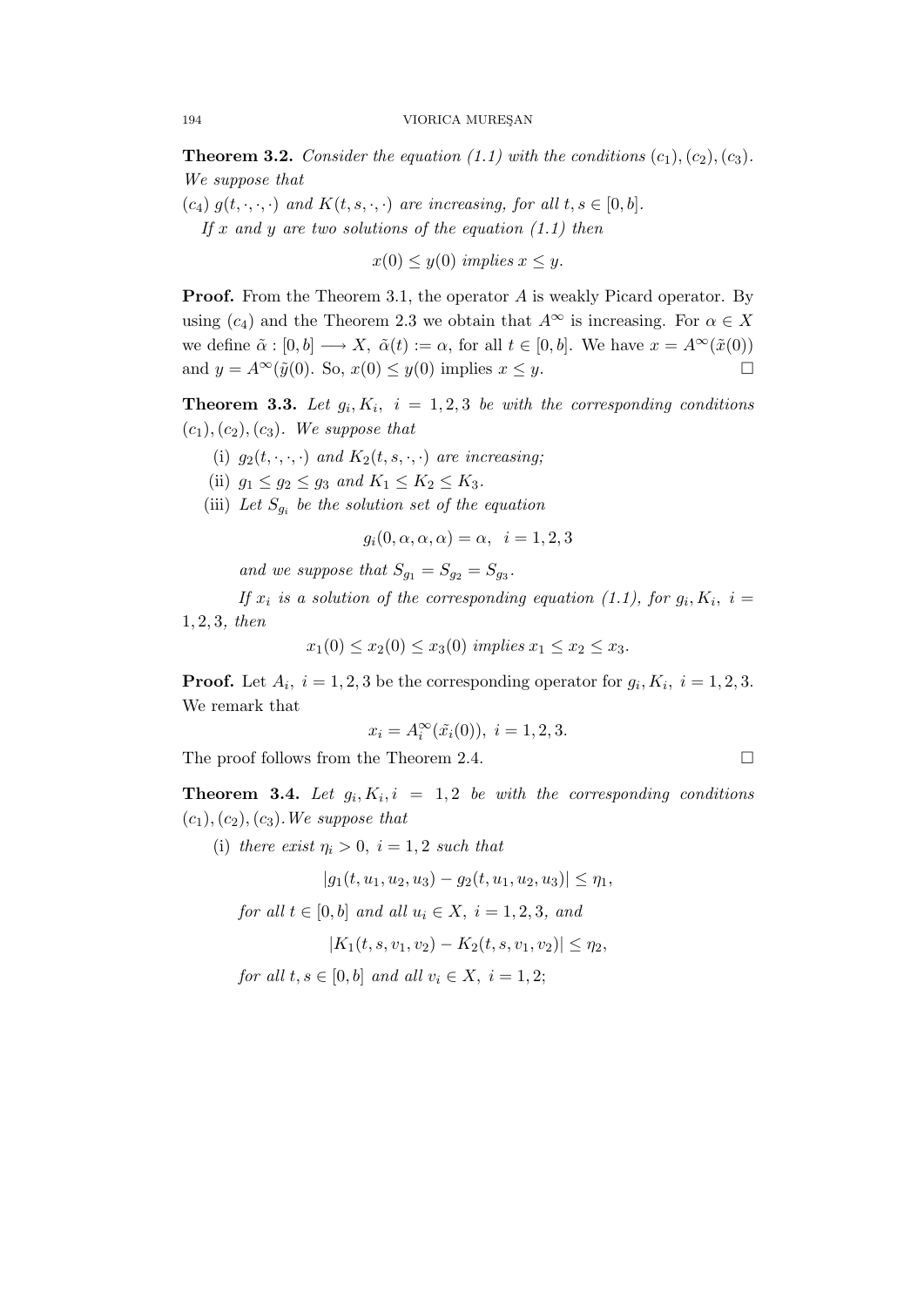**Theorem 3.2.** *Consider the equation (1.1) with the conditions* $(c_1), (c_2), (c_3)$. *We suppose that*

$(c_4)$ $g(t, \cdot, \cdot, \cdot)$ *and* $K(t, s, \cdot, \cdot)$ *are increasing, for all* $t, s \in [0, b]$.

*If* $x$ *and* $y$ *are two solutions of the equation (1.1) then*

$$x(0) \leq y(0) \text{ implies } x \leq y.$$

**Proof.** From the Theorem 3.1, the operator $A$ is weakly Picard operator. By using $(c_4)$ and the Theorem 2.3 we obtain that $A^\infty$ is increasing. For $\alpha \in X$ we define $\tilde{\alpha} : [0, b] \longrightarrow X$, $\tilde{\alpha}(t) := \alpha$, for all $t \in [0, b]$. We have $x = A^\infty(\tilde{x}(0))$ and $y = A^\infty(\tilde{y}(0)$. So, $x(0) \leq y(0)$ implies $x \leq y$. □

**Theorem 3.3.** *Let* $g_i, K_i,\ i = 1, 2, 3$ *be with the corresponding conditions* $(c_1), (c_2), (c_3)$. *We suppose that*

(i) $g_2(t, \cdot, \cdot, \cdot)$ *and* $K_2(t, s, \cdot, \cdot)$ *are increasing;*

(ii) $g_1 \leq g_2 \leq g_3$ *and* $K_1 \leq K_2 \leq K_3$.

(iii) *Let* $S_{g_i}$ *be the solution set of the equation*

$$g_i(0, \alpha, \alpha, \alpha) = \alpha, \quad i = 1, 2, 3$$

*and we suppose that* $S_{g_1} = S_{g_2} = S_{g_3}$.

*If* $x_i$ *is a solution of the corresponding equation (1.1), for* $g_i, K_i,\ i = 1, 2, 3$, *then*

$$x_1(0) \leq x_2(0) \leq x_3(0) \text{ implies } x_1 \leq x_2 \leq x_3.$$

**Proof.** Let $A_i,\ i = 1, 2, 3$ be the corresponding operator for $g_i, K_i,\ i = 1, 2, 3$. We remark that

$$x_i = A_i^\infty(\tilde{x_i}(0)),\ i = 1, 2, 3.$$

The proof follows from the Theorem 2.4. □

**Theorem 3.4.** *Let* $g_i, K_i, i = 1, 2$ *be with the corresponding conditions* $(c_1), (c_2), (c_3)$. *We suppose that*

(i) *there exist* $\eta_i > 0,\ i = 1, 2$ *such that*

$$|g_1(t, u_1, u_2, u_3) - g_2(t, u_1, u_2, u_3)| \leq \eta_1,$$

*for all* $t \in [0, b]$ *and all* $u_i \in X,\ i = 1, 2, 3$, *and*

$$|K_1(t, s, v_1, v_2) - K_2(t, s, v_1, v_2)| \leq \eta_2,$$

*for all* $t, s \in [0, b]$ *and all* $v_i \in X,\ i = 1, 2$;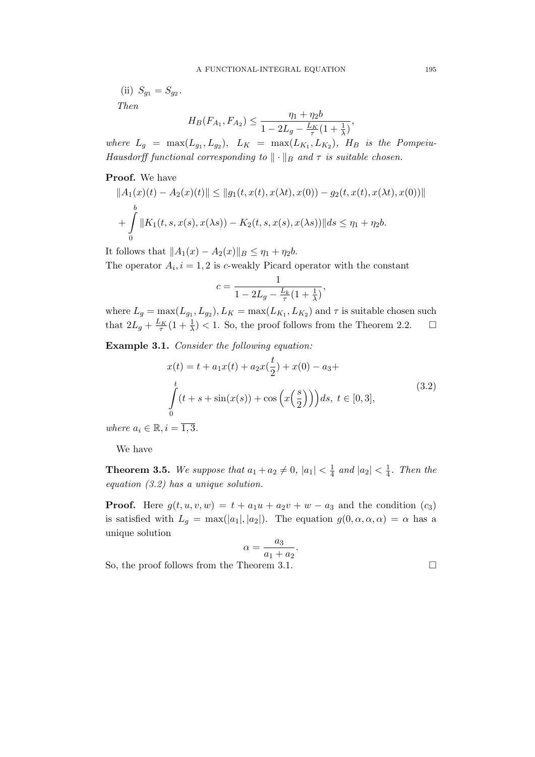(ii) $S_{g_1} = S_{g_2}$.

*Then*

$$H_B(F_{A_1}, F_{A_2}) \leq \frac{\eta_1 + \eta_2 b}{1 - 2L_g - \frac{L_K}{\tau}(1 + \frac{1}{\lambda})},$$

*where* $L_g = \max(L_{g_1}, L_{g_2})$, $L_K = \max(L_{K_1}, L_{K_2})$, $H_B$ *is the Pompeiu-Hausdorff functional corresponding to* $\| \cdot \|_B$ *and* $\tau$ *is suitable chosen.*

**Proof.** We have

$$\|A_1(x)(t) - A_2(x)(t)\| \leq \|g_1(t, x(t), x(\lambda t), x(0)) - g_2(t, x(t), x(\lambda t), x(0))\|$$

$$+ \int_0^b \|K_1(t, s, x(s), x(\lambda s)) - K_2(t, s, x(s), x(\lambda s))\| ds \leq \eta_1 + \eta_2 b.$$

It follows that $\|A_1(x) - A_2(x)\|_B \leq \eta_1 + \eta_2 b$.

The operator $A_i, i = 1, 2$ is $c$-weakly Picard operator with the constant

$$c = \frac{1}{1 - 2L_g - \frac{L_k}{\tau}(1 + \frac{1}{\lambda})},$$

where $L_g = \max(L_{g_1}, L_{g_2}), L_K = \max(L_{K_1}, L_{K_2})$ and $\tau$ is suitable chosen such that $2L_g + \frac{L_K}{\tau}(1 + \frac{1}{\lambda}) < 1$. So, the proof follows from the Theorem 2.2. $\square$

**Example 3.1.** *Consider the following equation:*

$$x(t) = t + a_1 x(t) + a_2 x(\frac{t}{2}) + x(0) - a_3 + \int_0^t \left(t + s + \sin(x(s)) + \cos\left(x\left(\frac{s}{2}\right)\right)\right) ds, \ t \in [0, 3], \tag{3.2}$$

*where* $a_i \in \mathbb{R}, i = \overline{1, 3}$.

We have

**Theorem 3.5.** *We suppose that* $a_1 + a_2 \neq 0$, $|a_1| < \frac{1}{4}$ *and* $|a_2| < \frac{1}{4}$. *Then the equation (3.2) has a unique solution.*

**Proof.** Here $g(t, u, v, w) = t + a_1 u + a_2 v + w - a_3$ and the condition $(c_3)$ is satisfied with $L_g = \max(|a_1|, |a_2|)$. The equation $g(0, \alpha, \alpha, \alpha) = \alpha$ has a unique solution

$$\alpha = \frac{a_3}{a_1 + a_2}.$$

So, the proof follows from the Theorem 3.1. $\square$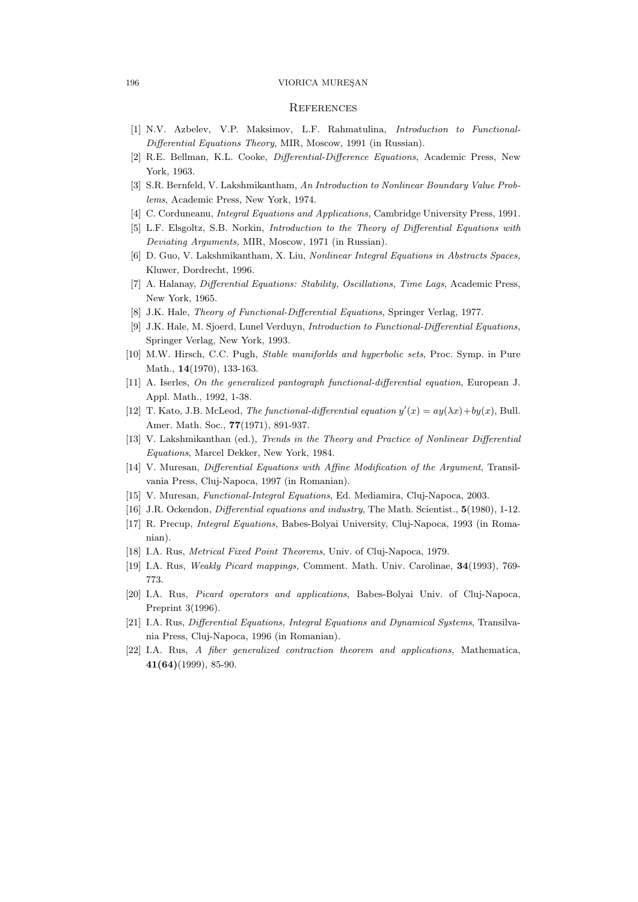## References

[1] N.V. Azbelev, V.P. Maksimov, L.F. Rahmatulina, *Introduction to Functional-Differential Equations Theory*, MIR, Moscow, 1991 (in Russian).

[2] R.E. Bellman, K.L. Cooke, *Differential-Difference Equations*, Academic Press, New York, 1963.

[3] S.R. Bernfeld, V. Lakshmikantham, *An Introduction to Nonlinear Boundary Value Problems*, Academic Press, New York, 1974.

[4] C. Corduneanu, *Integral Equations and Applications,* Cambridge University Press, 1991.

[5] L.F. Elsgoltz, S.B. Norkin, *Introduction to the Theory of Differential Equations with Deviating Arguments,* MIR, Moscow, 1971 (in Russian).

[6] D. Guo, V. Lakshmikantham, X. Liu, *Nonlinear Integral Equations in Abstracts Spaces,* Kluwer, Dordrecht, 1996.

[7] A. Halanay, *Differential Equations: Stability, Oscillations, Time Lags,* Academic Press, New York, 1965.

[8] J.K. Hale, *Theory of Functional-Differential Equations,* Springer Verlag, 1977.

[9] J.K. Hale, M. Sjoerd, Lunel Verduyn, *Introduction to Functional-Differential Equations,* Springer Verlag, New York, 1993.

[10] M.W. Hirsch, C.C. Pugh, *Stable maniforlds and hyperbolic sets*, Proc. Symp. in Pure Math., **14**(1970), 133-163.

[11] A. Iserles, *On the generalized pantograph functional-differential equation*, European J. Appl. Math., 1992, 1-38.

[12] T. Kato, J.B. McLeod, *The functional-differential equation* $y'(x) = ay(\lambda x) + by(x)$, Bull. Amer. Math. Soc., **77**(1971), 891-937.

[13] V. Lakshmikanthan (ed.), *Trends in the Theory and Practice of Nonlinear Differential Equations*, Marcel Dekker, New York, 1984.

[14] V. Muresan, *Differential Equations with Affine Modification of the Argument*, Transilvania Press, Cluj-Napoca, 1997 (in Romanian).

[15] V. Muresan, *Functional-Integral Equations*, Ed. Mediamira, Cluj-Napoca, 2003.

[16] J.R. Ockendon, *Differential equations and industry,* The Math. Scientist., **5**(1980), 1-12.

[17] R. Precup, *Integral Equations*, Babes-Bolyai University, Cluj-Napoca, 1993 (in Romanian).

[18] I.A. Rus, *Metrical Fixed Point Theorems*, Univ. of Cluj-Napoca, 1979.

[19] I.A. Rus, *Weakly Picard mappings,* Comment. Math. Univ. Carolinae, **34**(1993), 769-773.

[20] I.A. Rus, *Picard operators and applications*, Babes-Bolyai Univ. of Cluj-Napoca, Preprint 3(1996).

[21] I.A. Rus, *Differential Equations, Integral Equations and Dynamical Systems*, Transilvania Press, Cluj-Napoca, 1996 (in Romanian).

[22] I.A. Rus, *A fiber generalized contraction theorem and applications*, Mathematica, **41(64)**(1999), 85-90.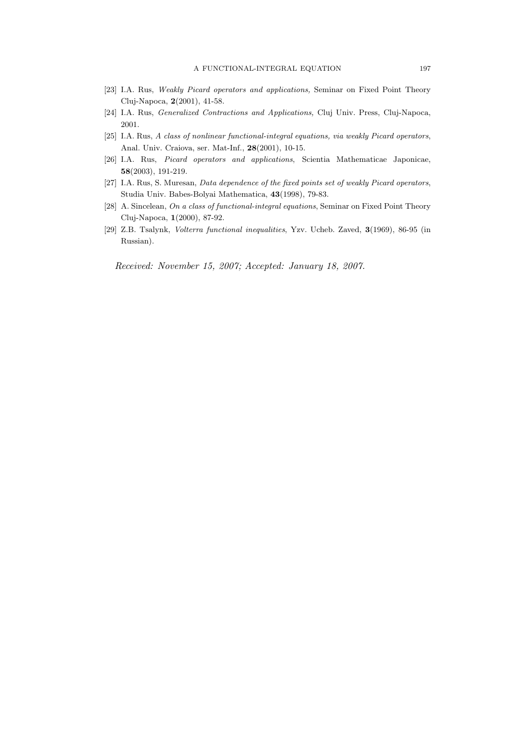[23] I.A. Rus, *Weakly Picard operators and applications,* Seminar on Fixed Point Theory Cluj-Napoca, **2**(2001), 41-58.

[24] I.A. Rus, *Generalized Contractions and Applications,* Cluj Univ. Press, Cluj-Napoca, 2001.

[25] I.A. Rus, *A class of nonlinear functional-integral equations, via weakly Picard operators*, Anal. Univ. Craiova, ser. Mat-Inf., **28**(2001), 10-15.

[26] I.A. Rus, *Picard operators and applications*, Scientia Mathematicae Japonicae, **58**(2003), 191-219.

[27] I.A. Rus, S. Muresan, *Data dependence of the fixed points set of weakly Picard operators*, Studia Univ. Babes-Bolyai Mathematica, **43**(1998), 79-83.

[28] A. Sincelean, *On a class of functional-integral equations*, Seminar on Fixed Point Theory Cluj-Napoca, **1**(2000), 87-92.

[29] Z.B. Tsalynk, *Volterra functional inequalities*, Yzv. Ucheb. Zaved, **3**(1969), 86-95 (in Russian).

*Received: November 15, 2007; Accepted: January 18, 2007.*